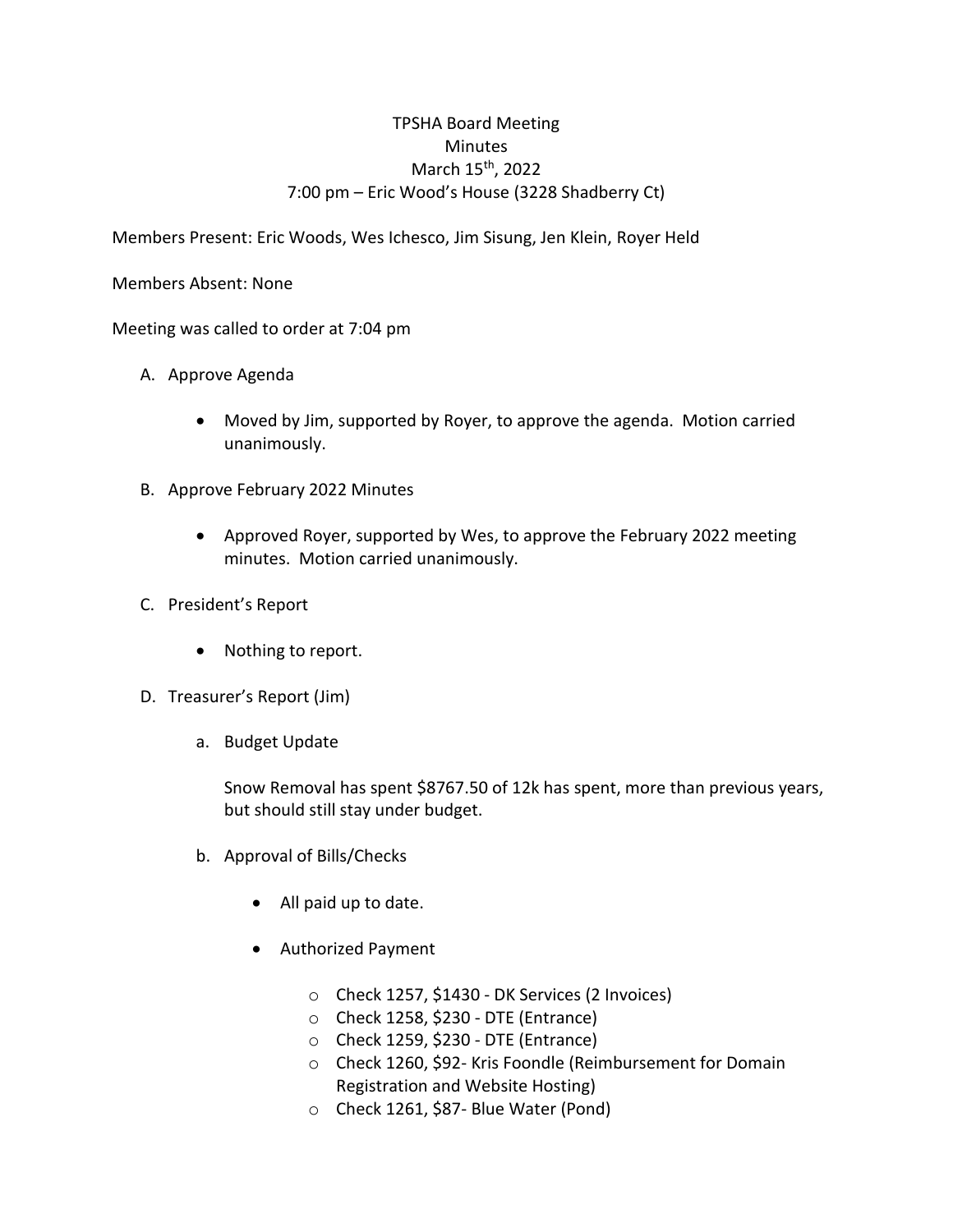TPSHA Board Meeting
Minutes
March 15th, 2022
7:00 pm – Eric Wood's House (3228 Shadberry Ct)

Members Present: Eric Woods, Wes Ichesco, Jim Sisung, Jen Klein, Royer Held

Members Absent: None

Meeting was called to order at 7:04 pm

A. Approve Agenda

   - Moved by Jim, supported by Royer, to approve the agenda. Motion carried unanimously.

B. Approve February 2022 Minutes

   - Approved Royer, supported by Wes, to approve the February 2022 meeting minutes. Motion carried unanimously.

C. President's Report

   - Nothing to report.

D. Treasurer's Report (Jim)

   a. Budget Update

      Snow Removal has spent $8767.50 of 12k has spent, more than previous years, but should still stay under budget.

   b. Approval of Bills/Checks

      - All paid up to date.
      - Authorized Payment
        - Check 1257, $1430 - DK Services (2 Invoices)
        - Check 1258, $230 - DTE (Entrance)
        - Check 1259, $230 - DTE (Entrance)
        - Check 1260, $92- Kris Foondle (Reimbursement for Domain Registration and Website Hosting)
        - Check 1261, $87- Blue Water (Pond)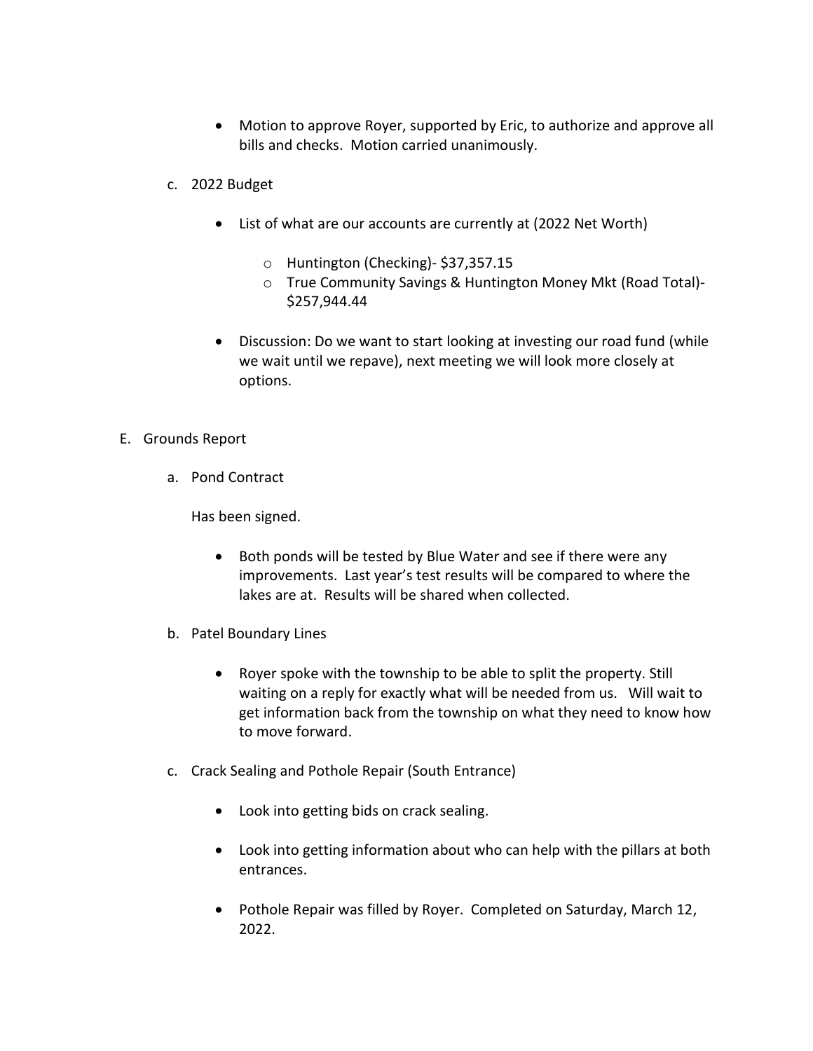- Motion to approve Royer, supported by Eric, to authorize and approve all bills and checks. Motion carried unanimously.

c. 2022 Budget

- List of what are our accounts are currently at (2022 Net Worth)
    - Huntington (Checking)- $37,357.15
    - True Community Savings & Huntington Money Mkt (Road Total)- $257,944.44
- Discussion: Do we want to start looking at investing our road fund (while we wait until we repave), next meeting we will look more closely at options.

E. Grounds Report

a. Pond Contract

Has been signed.

- Both ponds will be tested by Blue Water and see if there were any improvements. Last year's test results will be compared to where the lakes are at. Results will be shared when collected.

b. Patel Boundary Lines

- Royer spoke with the township to be able to split the property. Still waiting on a reply for exactly what will be needed from us. Will wait to get information back from the township on what they need to know how to move forward.

c. Crack Sealing and Pothole Repair (South Entrance)

- Look into getting bids on crack sealing.
- Look into getting information about who can help with the pillars at both entrances.
- Pothole Repair was filled by Royer. Completed on Saturday, March 12, 2022.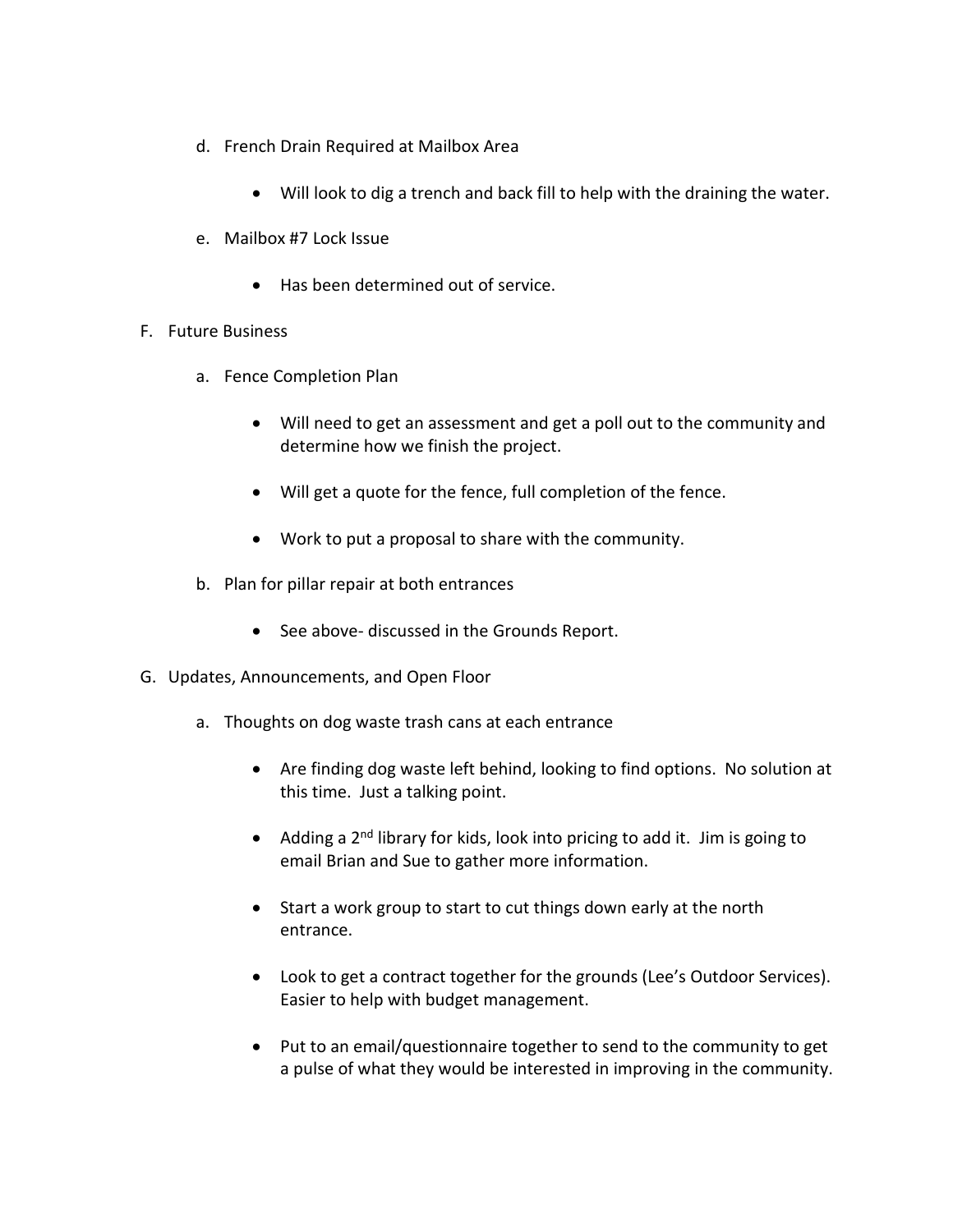d. French Drain Required at Mailbox Area

- Will look to dig a trench and back fill to help with the draining the water.

e. Mailbox #7 Lock Issue

- Has been determined out of service.

F. Future Business

a. Fence Completion Plan

- Will need to get an assessment and get a poll out to the community and determine how we finish the project.
- Will get a quote for the fence, full completion of the fence.
- Work to put a proposal to share with the community.

b. Plan for pillar repair at both entrances

- See above- discussed in the Grounds Report.

G. Updates, Announcements, and Open Floor

a. Thoughts on dog waste trash cans at each entrance

- Are finding dog waste left behind, looking to find options. No solution at this time. Just a talking point.
- Adding a 2nd library for kids, look into pricing to add it. Jim is going to email Brian and Sue to gather more information.
- Start a work group to start to cut things down early at the north entrance.
- Look to get a contract together for the grounds (Lee's Outdoor Services). Easier to help with budget management.
- Put to an email/questionnaire together to send to the community to get a pulse of what they would be interested in improving in the community.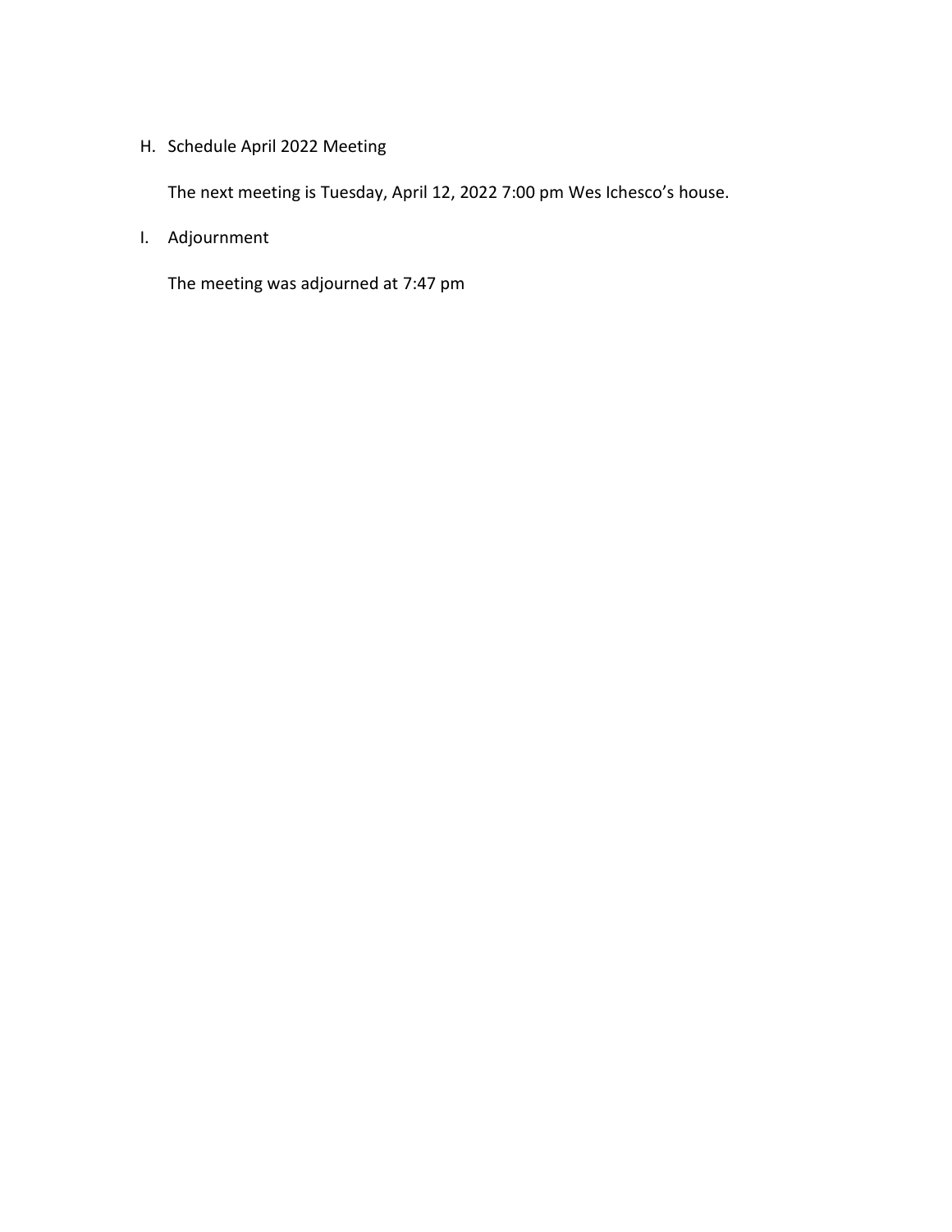H. Schedule April 2022 Meeting

The next meeting is Tuesday, April 12, 2022 7:00 pm Wes Ichesco's house.

I. Adjournment

The meeting was adjourned at 7:47 pm